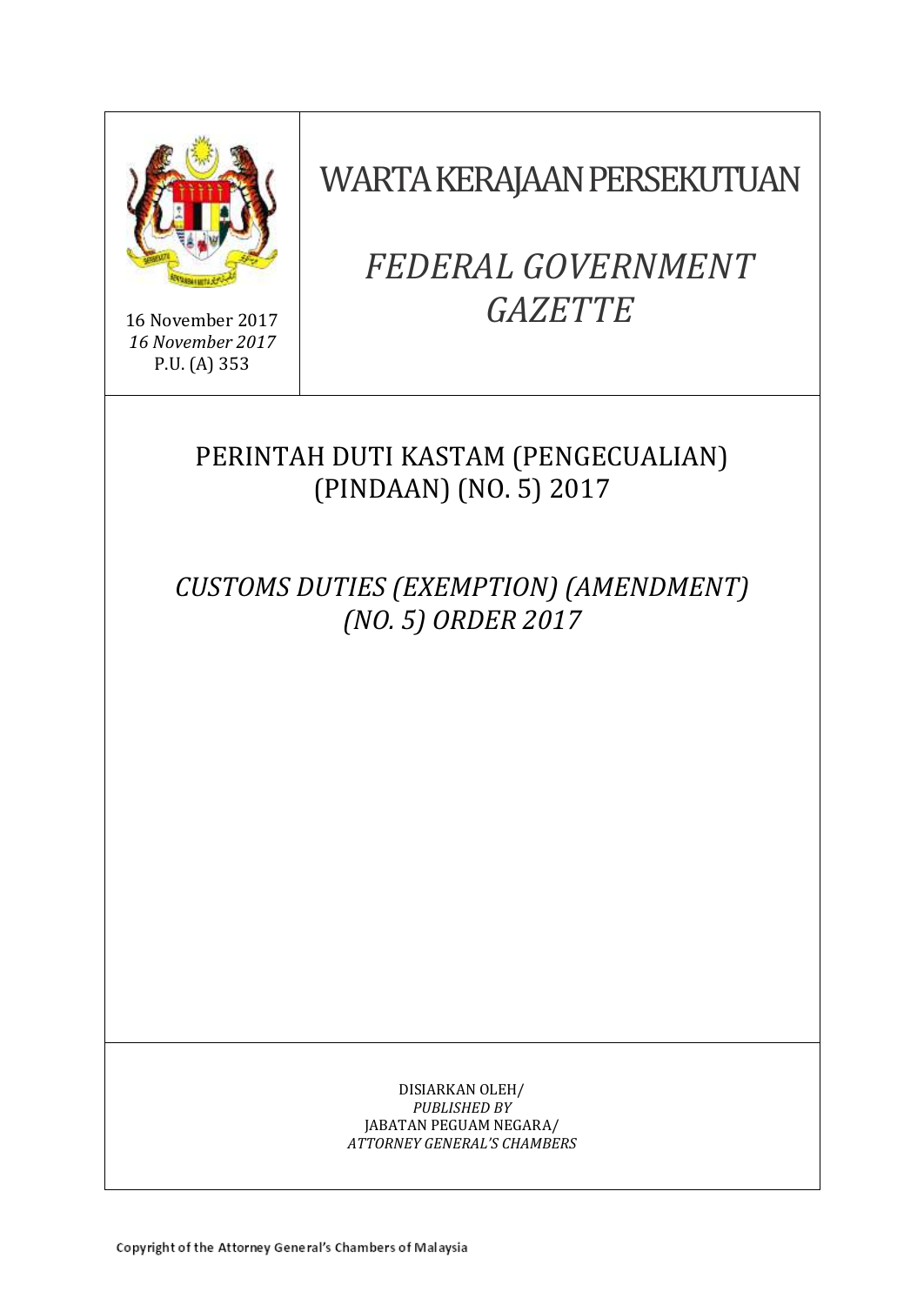16 November 2017
*16 November 2017*
P.U. (A) 353

# WARTA KERAJAAN PERSEKUTUAN

# *FEDERAL GOVERNMENT GAZETTE*

## PERINTAH DUTI KASTAM (PENGECUALIAN) (PINDAAN) (NO. 5) 2017

## *CUSTOMS DUTIES (EXEMPTION) (AMENDMENT) (NO. 5) ORDER 2017*

DISIARKAN OLEH/
*PUBLISHED BY*
JABATAN PEGUAM NEGARA/
*ATTORNEY GENERAL'S CHAMBERS*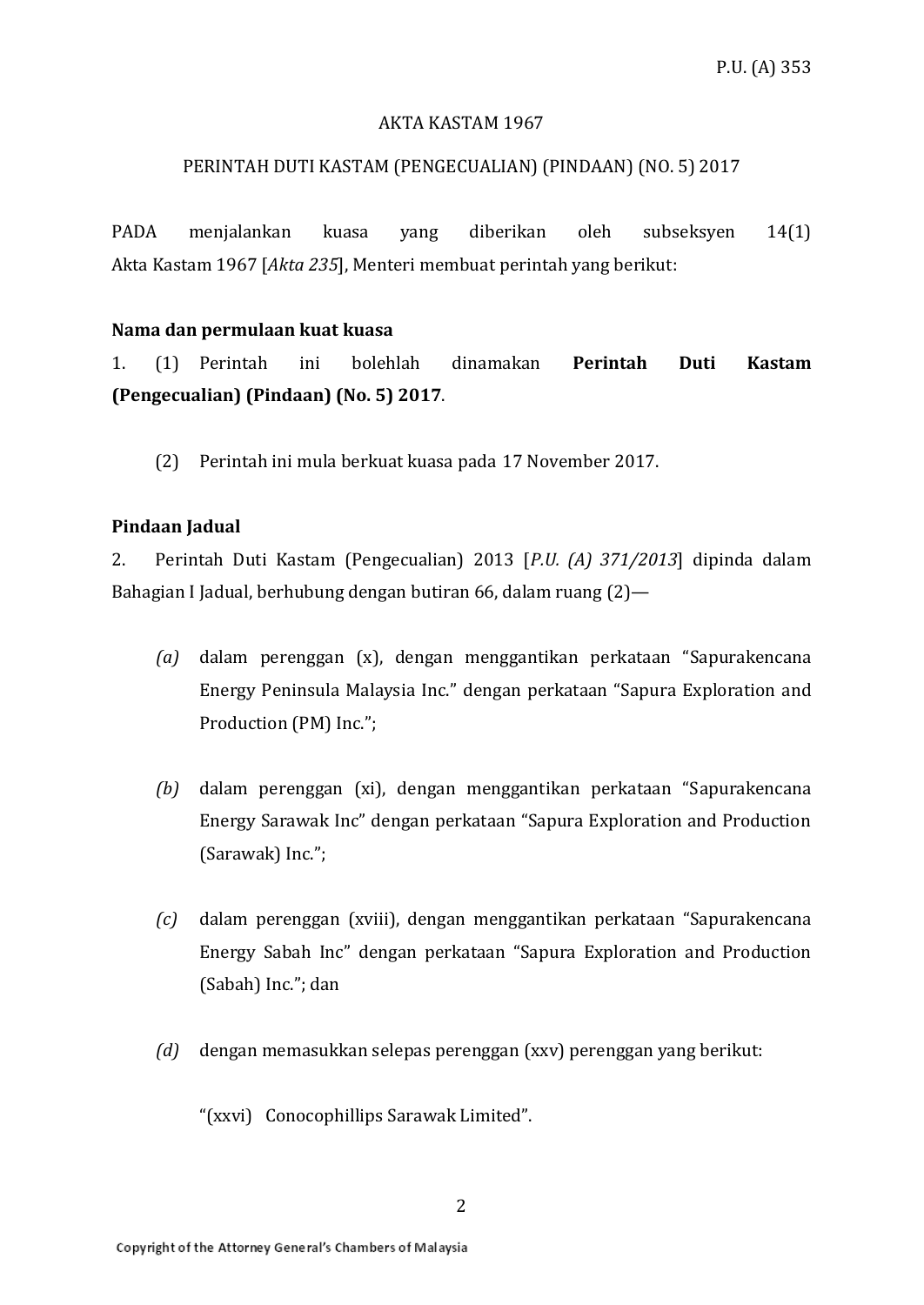P.U. (A) 353

AKTA KASTAM 1967

PERINTAH DUTI KASTAM (PENGECUALIAN) (PINDAAN) (NO. 5) 2017

PADA menjalankan kuasa yang diberikan oleh subseksyen 14(1) Akta Kastam 1967 [*Akta 235*], Menteri membuat perintah yang berikut:

**Nama dan permulaan kuat kuasa**

1. (1) Perintah ini bolehlah dinamakan **Perintah Duti Kastam (Pengecualian) (Pindaan) (No. 5) 2017**.

(2) Perintah ini mula berkuat kuasa pada 17 November 2017.

**Pindaan Jadual**

2. Perintah Duti Kastam (Pengecualian) 2013 [*P.U. (A) 371/2013*] dipinda dalam Bahagian I Jadual, berhubung dengan butiran 66, dalam ruang (2)—

*(a)* dalam perenggan (x), dengan menggantikan perkataan "Sapurakencana Energy Peninsula Malaysia Inc." dengan perkataan "Sapura Exploration and Production (PM) Inc.";

*(b)* dalam perenggan (xi), dengan menggantikan perkataan "Sapurakencana Energy Sarawak Inc" dengan perkataan "Sapura Exploration and Production (Sarawak) Inc.";

*(c)* dalam perenggan (xviii), dengan menggantikan perkataan "Sapurakencana Energy Sabah Inc" dengan perkataan "Sapura Exploration and Production (Sabah) Inc."; dan

*(d)* dengan memasukkan selepas perenggan (xxv) perenggan yang berikut:

"(xxvi) Conocophillips Sarawak Limited".

Copyright of the Attorney General's Chambers of Malaysia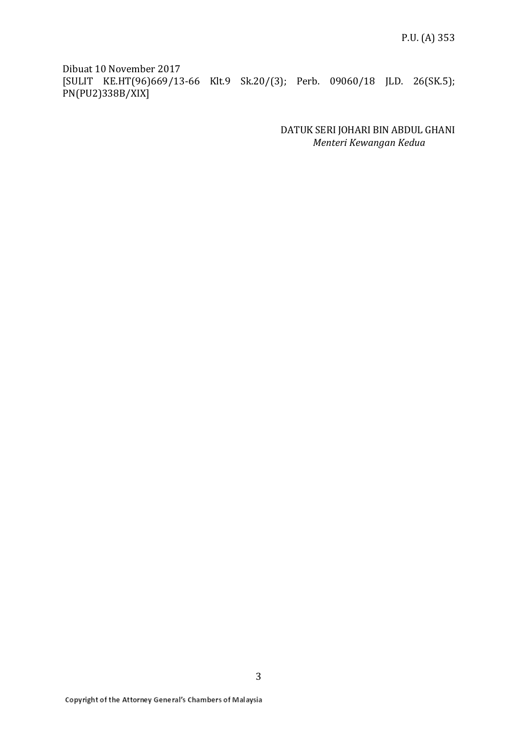Dibuat 10 November 2017
[SULIT KE.HT(96)669/13-66 Klt.9 Sk.20/(3); Perb. 09060/18 JLD. 26(SK.5); PN(PU2)338B/XIX]

DATUK SERI JOHARI BIN ABDUL GHANI
*Menteri Kewangan Kedua*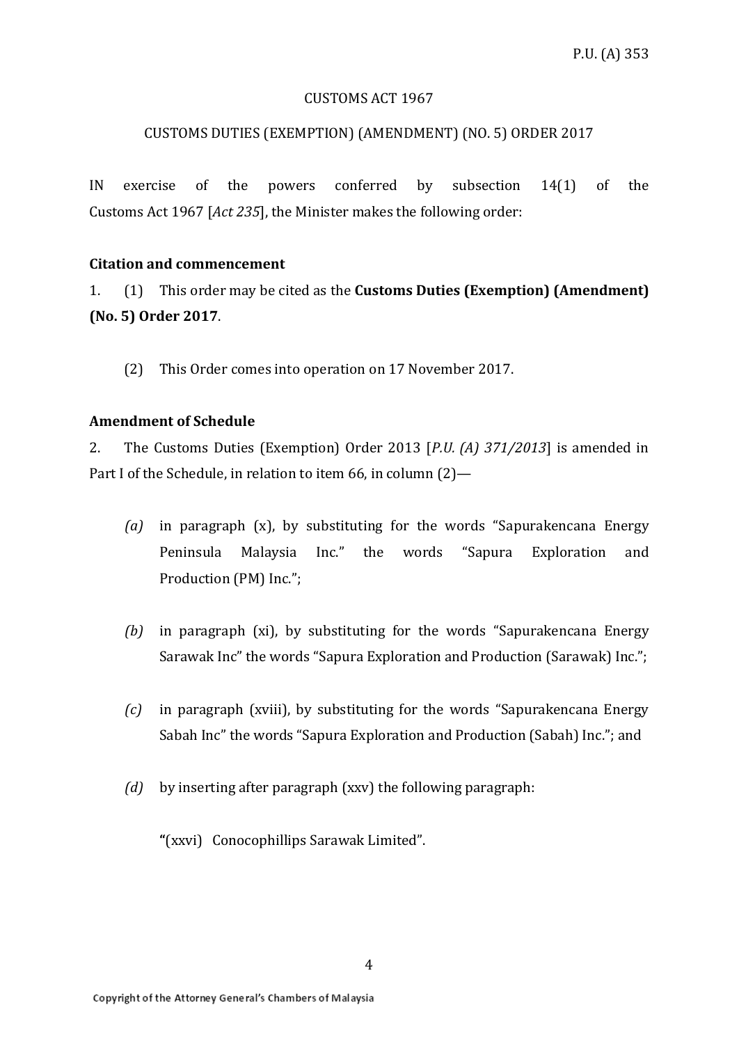P.U. (A) 353

CUSTOMS ACT 1967

CUSTOMS DUTIES (EXEMPTION) (AMENDMENT) (NO. 5) ORDER 2017

IN exercise of the powers conferred by subsection 14(1) of the Customs Act 1967 [*Act 235*], the Minister makes the following order:

**Citation and commencement**

1. (1) This order may be cited as the **Customs Duties (Exemption) (Amendment) (No. 5) Order 2017**.

(2) This Order comes into operation on 17 November 2017.

**Amendment of Schedule**

2. The Customs Duties (Exemption) Order 2013 [*P.U. (A) 371/2013*] is amended in Part I of the Schedule, in relation to item 66, in column (2)—

*(a)* in paragraph (x), by substituting for the words "Sapurakencana Energy Peninsula Malaysia Inc." the words "Sapura Exploration and Production (PM) Inc.";

*(b)* in paragraph (xi), by substituting for the words "Sapurakencana Energy Sarawak Inc" the words "Sapura Exploration and Production (Sarawak) Inc.";

*(c)* in paragraph (xviii), by substituting for the words "Sapurakencana Energy Sabah Inc" the words "Sapura Exploration and Production (Sabah) Inc."; and

*(d)* by inserting after paragraph (xxv) the following paragraph:

"(xxvi) Conocophillips Sarawak Limited".

Copyright of the Attorney General's Chambers of Malaysia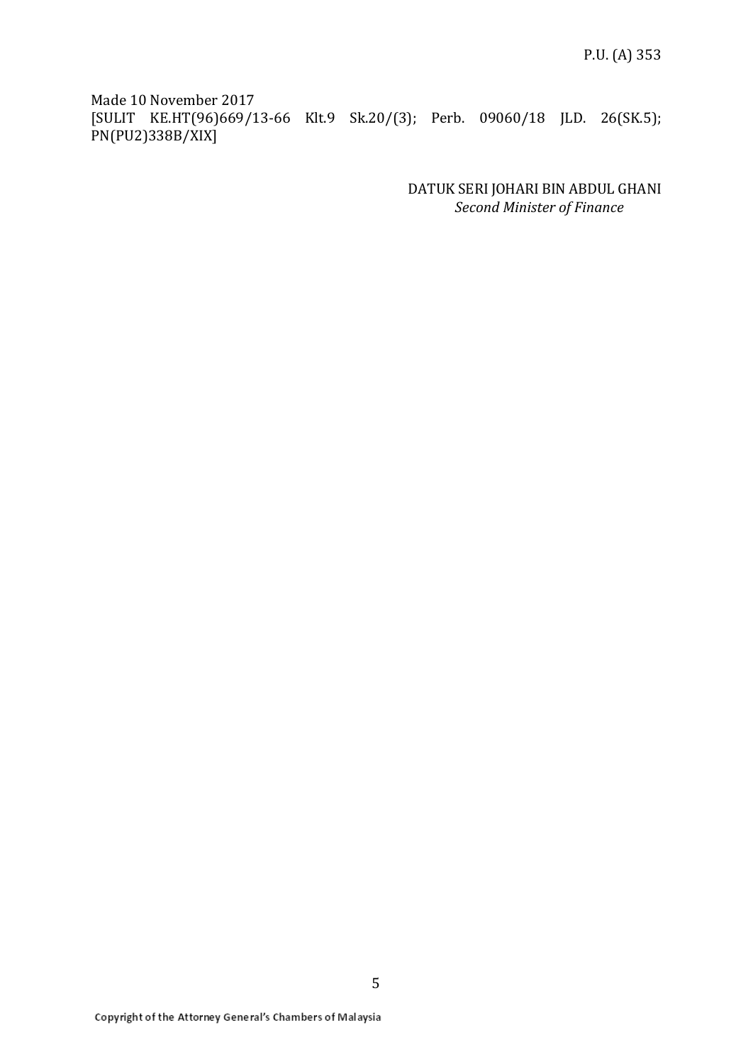Made 10 November 2017
[SULIT KE.HT(96)669/13-66 Klt.9 Sk.20/(3); Perb. 09060/18 JLD. 26(SK.5); PN(PU2)338B/XIX]

DATUK SERI JOHARI BIN ABDUL GHANI
*Second Minister of Finance*